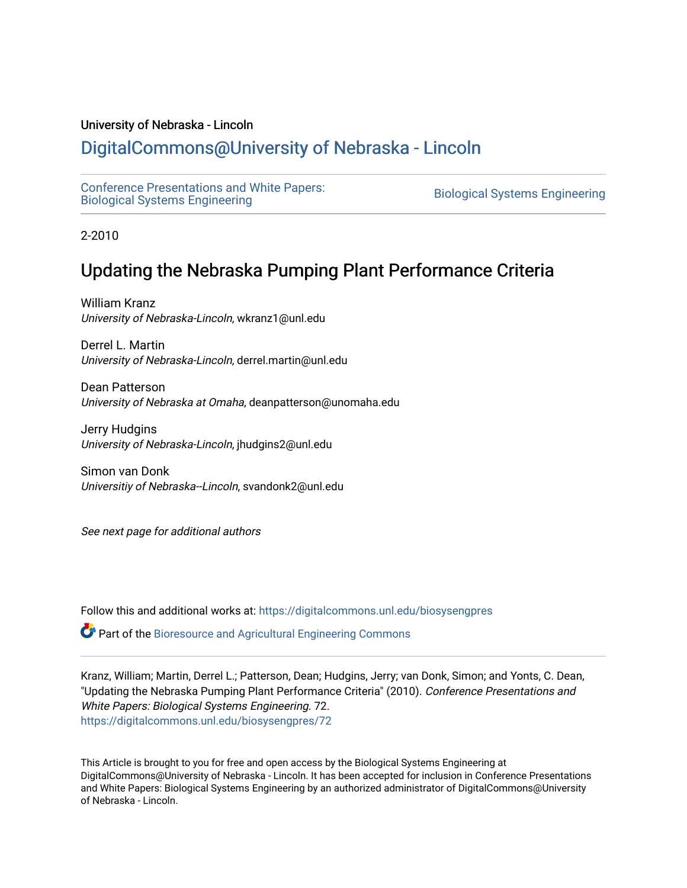University of Nebraska - Lincoln

# DigitalCommons@University of Nebraska - Lincoln

Conference Presentations and White Papers: Biological Systems Engineering

Biological Systems Engineering

2-2010

## Updating the Nebraska Pumping Plant Performance Criteria

William Kranz
*University of Nebraska-Lincoln*, wkranz1@unl.edu

Derrel L. Martin
*University of Nebraska-Lincoln*, derrel.martin@unl.edu

Dean Patterson
*University of Nebraska at Omaha*, deanpatterson@unomaha.edu

Jerry Hudgins
*University of Nebraska-Lincoln*, jhudgins2@unl.edu

Simon van Donk
*Universitiy of Nebraska--Lincoln*, svandonk2@unl.edu

*See next page for additional authors*

Follow this and additional works at: https://digitalcommons.unl.edu/biosysengpres

Part of the Bioresource and Agricultural Engineering Commons

Kranz, William; Martin, Derrel L.; Patterson, Dean; Hudgins, Jerry; van Donk, Simon; and Yonts, C. Dean, "Updating the Nebraska Pumping Plant Performance Criteria" (2010). *Conference Presentations and White Papers: Biological Systems Engineering*. 72.
https://digitalcommons.unl.edu/biosysengpres/72

This Article is brought to you for free and open access by the Biological Systems Engineering at DigitalCommons@University of Nebraska - Lincoln. It has been accepted for inclusion in Conference Presentations and White Papers: Biological Systems Engineering by an authorized administrator of DigitalCommons@University of Nebraska - Lincoln.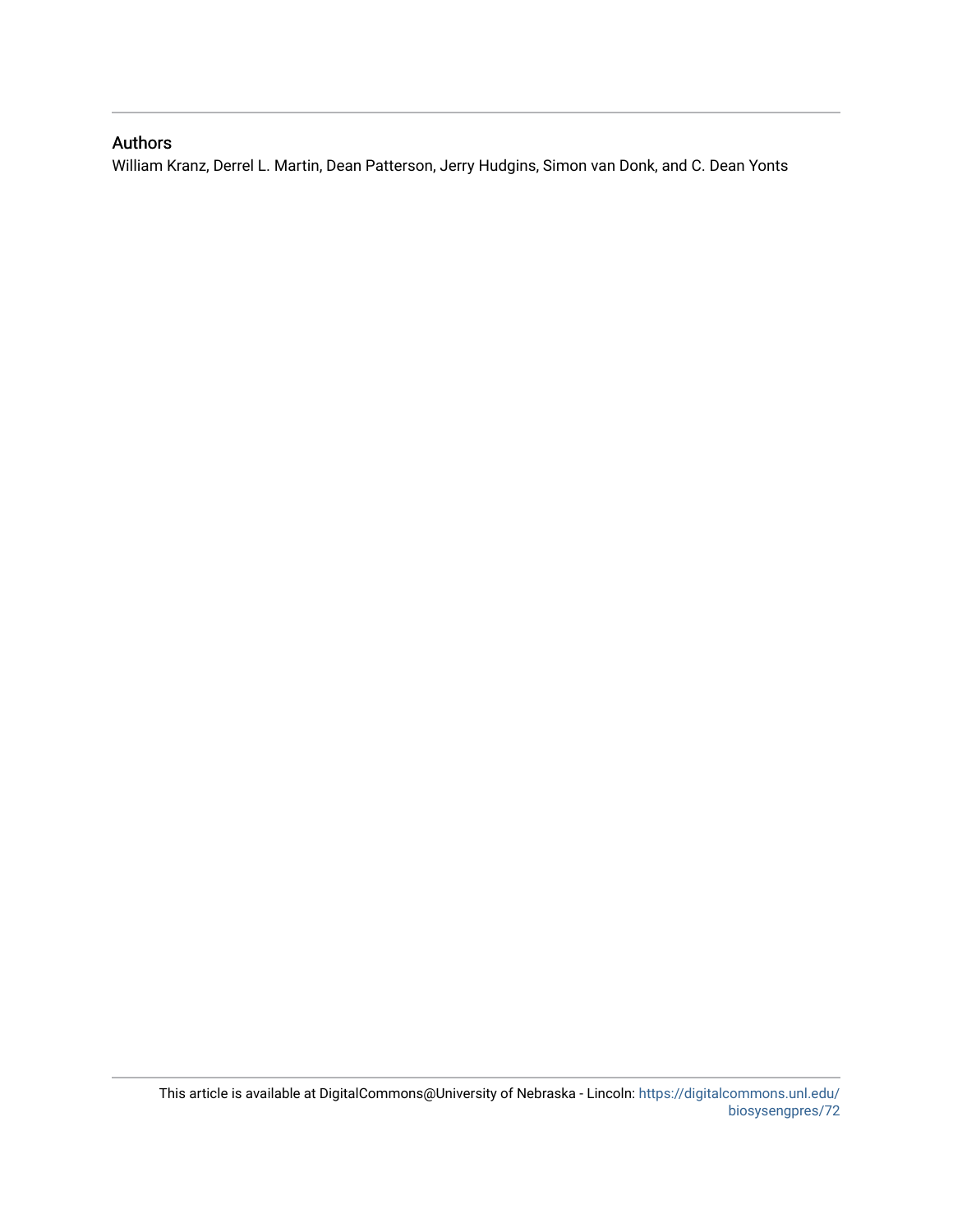## Authors

William Kranz, Derrel L. Martin, Dean Patterson, Jerry Hudgins, Simon van Donk, and C. Dean Yonts

This article is available at DigitalCommons@University of Nebraska - Lincoln: https://digitalcommons.unl.edu/biosysengpres/72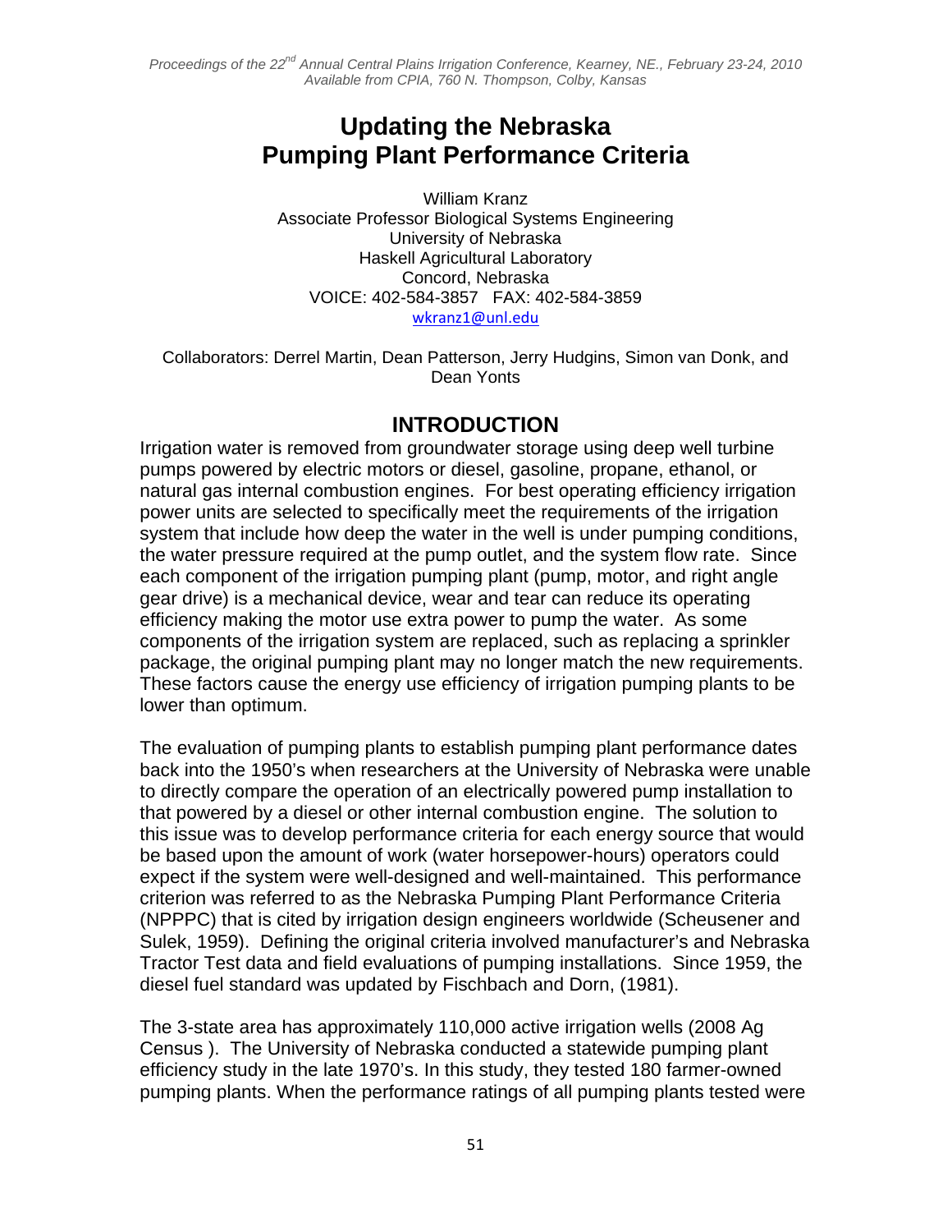# Updating the Nebraska Pumping Plant Performance Criteria

William Kranz
Associate Professor Biological Systems Engineering
University of Nebraska
Haskell Agricultural Laboratory
Concord, Nebraska
VOICE: 402-584-3857 FAX: 402-584-3859
wkranz1@unl.edu

Collaborators: Derrel Martin, Dean Patterson, Jerry Hudgins, Simon van Donk, and Dean Yonts

## INTRODUCTION

Irrigation water is removed from groundwater storage using deep well turbine pumps powered by electric motors or diesel, gasoline, propane, ethanol, or natural gas internal combustion engines. For best operating efficiency irrigation power units are selected to specifically meet the requirements of the irrigation system that include how deep the water in the well is under pumping conditions, the water pressure required at the pump outlet, and the system flow rate. Since each component of the irrigation pumping plant (pump, motor, and right angle gear drive) is a mechanical device, wear and tear can reduce its operating efficiency making the motor use extra power to pump the water. As some components of the irrigation system are replaced, such as replacing a sprinkler package, the original pumping plant may no longer match the new requirements. These factors cause the energy use efficiency of irrigation pumping plants to be lower than optimum.

The evaluation of pumping plants to establish pumping plant performance dates back into the 1950's when researchers at the University of Nebraska were unable to directly compare the operation of an electrically powered pump installation to that powered by a diesel or other internal combustion engine. The solution to this issue was to develop performance criteria for each energy source that would be based upon the amount of work (water horsepower-hours) operators could expect if the system were well-designed and well-maintained. This performance criterion was referred to as the Nebraska Pumping Plant Performance Criteria (NPPPC) that is cited by irrigation design engineers worldwide (Scheusener and Sulek, 1959). Defining the original criteria involved manufacturer's and Nebraska Tractor Test data and field evaluations of pumping installations. Since 1959, the diesel fuel standard was updated by Fischbach and Dorn, (1981).

The 3-state area has approximately 110,000 active irrigation wells (2008 Ag Census ). The University of Nebraska conducted a statewide pumping plant efficiency study in the late 1970's. In this study, they tested 180 farmer-owned pumping plants. When the performance ratings of all pumping plants tested were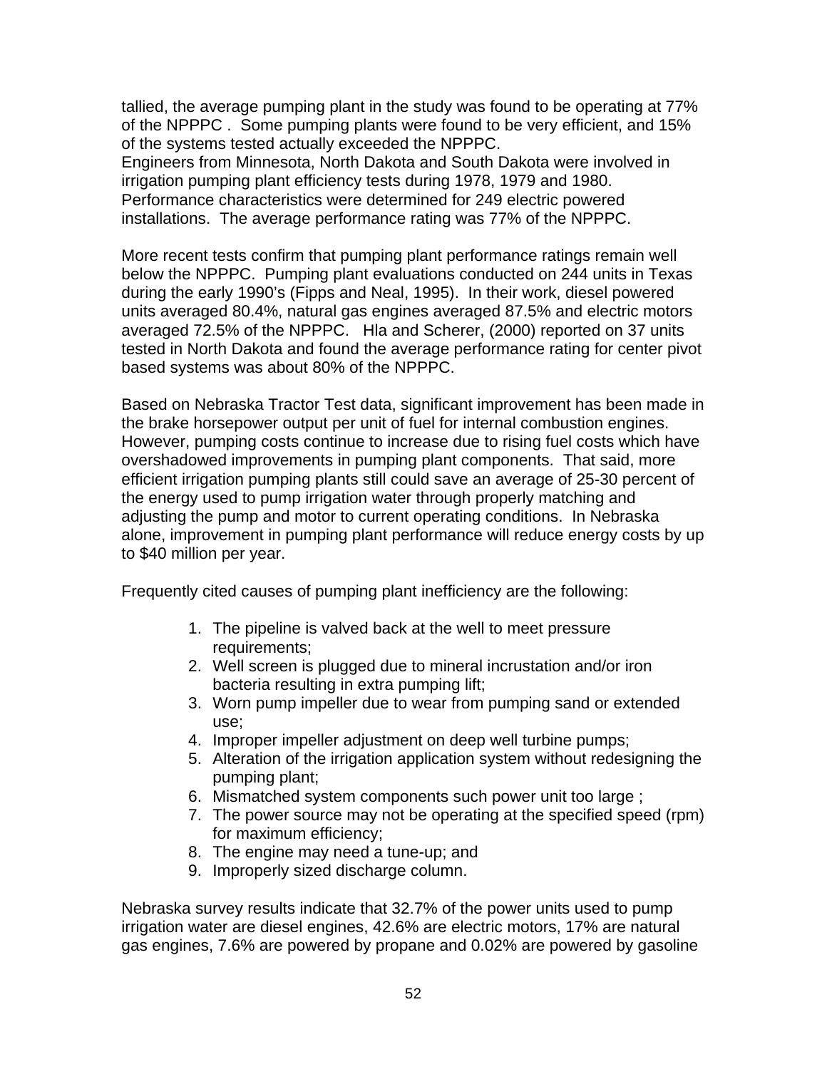tallied, the average pumping plant in the study was found to be operating at 77% of the NPPPC . Some pumping plants were found to be very efficient, and 15% of the systems tested actually exceeded the NPPPC.
Engineers from Minnesota, North Dakota and South Dakota were involved in irrigation pumping plant efficiency tests during 1978, 1979 and 1980. Performance characteristics were determined for 249 electric powered installations. The average performance rating was 77% of the NPPPC.

More recent tests confirm that pumping plant performance ratings remain well below the NPPPC. Pumping plant evaluations conducted on 244 units in Texas during the early 1990's (Fipps and Neal, 1995). In their work, diesel powered units averaged 80.4%, natural gas engines averaged 87.5% and electric motors averaged 72.5% of the NPPPC. Hla and Scherer, (2000) reported on 37 units tested in North Dakota and found the average performance rating for center pivot based systems was about 80% of the NPPPC.

Based on Nebraska Tractor Test data, significant improvement has been made in the brake horsepower output per unit of fuel for internal combustion engines. However, pumping costs continue to increase due to rising fuel costs which have overshadowed improvements in pumping plant components. That said, more efficient irrigation pumping plants still could save an average of 25-30 percent of the energy used to pump irrigation water through properly matching and adjusting the pump and motor to current operating conditions. In Nebraska alone, improvement in pumping plant performance will reduce energy costs by up to $40 million per year.

Frequently cited causes of pumping plant inefficiency are the following:

1. The pipeline is valved back at the well to meet pressure requirements;
2. Well screen is plugged due to mineral incrustation and/or iron bacteria resulting in extra pumping lift;
3. Worn pump impeller due to wear from pumping sand or extended use;
4. Improper impeller adjustment on deep well turbine pumps;
5. Alteration of the irrigation application system without redesigning the pumping plant;
6. Mismatched system components such power unit too large ;
7. The power source may not be operating at the specified speed (rpm) for maximum efficiency;
8. The engine may need a tune-up; and
9. Improperly sized discharge column.

Nebraska survey results indicate that 32.7% of the power units used to pump irrigation water are diesel engines, 42.6% are electric motors, 17% are natural gas engines, 7.6% are powered by propane and 0.02% are powered by gasoline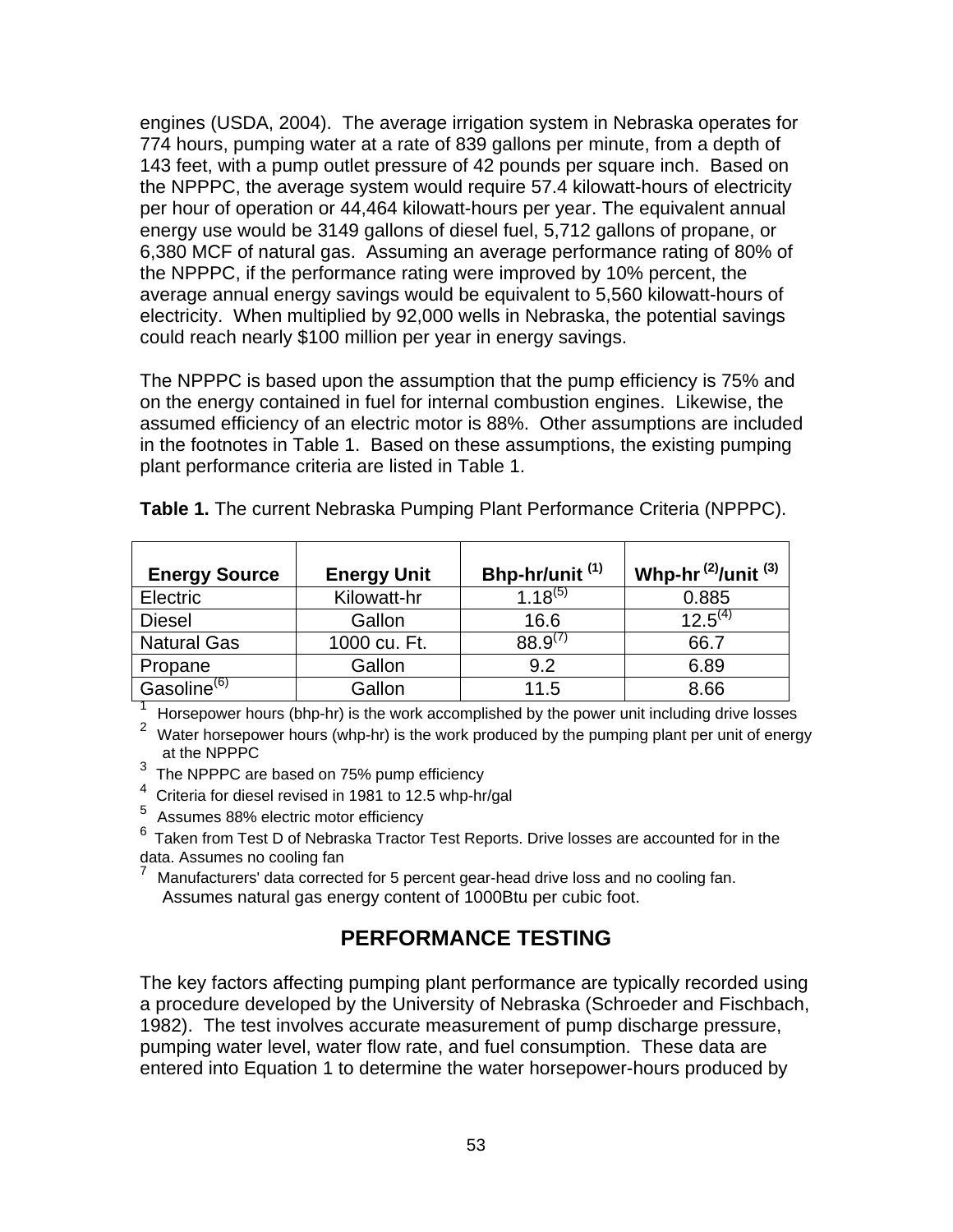engines (USDA, 2004). The average irrigation system in Nebraska operates for 774 hours, pumping water at a rate of 839 gallons per minute, from a depth of 143 feet, with a pump outlet pressure of 42 pounds per square inch. Based on the NPPPC, the average system would require 57.4 kilowatt-hours of electricity per hour of operation or 44,464 kilowatt-hours per year. The equivalent annual energy use would be 3149 gallons of diesel fuel, 5,712 gallons of propane, or 6,380 MCF of natural gas. Assuming an average performance rating of 80% of the NPPPC, if the performance rating were improved by 10% percent, the average annual energy savings would be equivalent to 5,560 kilowatt-hours of electricity. When multiplied by 92,000 wells in Nebraska, the potential savings could reach nearly $100 million per year in energy savings.

The NPPPC is based upon the assumption that the pump efficiency is 75% and on the energy contained in fuel for internal combustion engines. Likewise, the assumed efficiency of an electric motor is 88%. Other assumptions are included in the footnotes in Table 1. Based on these assumptions, the existing pumping plant performance criteria are listed in Table 1.

**Table 1.** The current Nebraska Pumping Plant Performance Criteria (NPPPC).

| Energy Source | Energy Unit | Bhp-hr/unit [1] | Whp-hr [2]/unit [3] |
|---|---|---|---|
| Electric | Kilowatt-hr | 1.18[5] | 0.885 |
| Diesel | Gallon | 16.6 | 12.5[4] |
| Natural Gas | 1000 cu. Ft. | 88.9[7] | 66.7 |
| Propane | Gallon | 9.2 | 6.89 |
| Gasoline[6] | Gallon | 11.5 | 8.66 |

[1] Horsepower hours (bhp-hr) is the work accomplished by the power unit including drive losses

[2] Water horsepower hours (whp-hr) is the work produced by the pumping plant per unit of energy at the NPPPC

[3] The NPPPC are based on 75% pump efficiency

[4] Criteria for diesel revised in 1981 to 12.5 whp-hr/gal

[5] Assumes 88% electric motor efficiency

[6] Taken from Test D of Nebraska Tractor Test Reports. Drive losses are accounted for in the data. Assumes no cooling fan

[7] Manufacturers' data corrected for 5 percent gear-head drive loss and no cooling fan. Assumes natural gas energy content of 1000Btu per cubic foot.

## PERFORMANCE TESTING

The key factors affecting pumping plant performance are typically recorded using a procedure developed by the University of Nebraska (Schroeder and Fischbach, 1982). The test involves accurate measurement of pump discharge pressure, pumping water level, water flow rate, and fuel consumption. These data are entered into Equation 1 to determine the water horsepower-hours produced by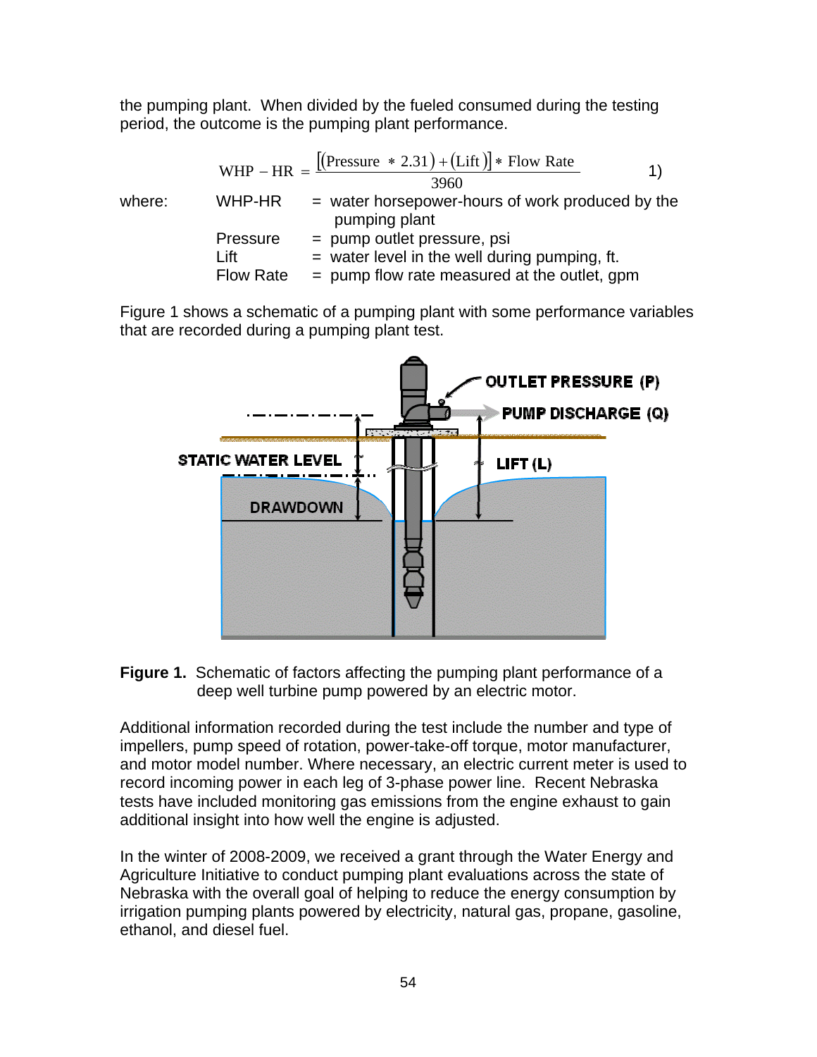the pumping plant. When divided by the fueled consumed during the testing period, the outcome is the pumping plant performance.

$$\text{WHP} - \text{HR} = \frac{[(\text{Pressure} * 2.31) + (\text{Lift})] * \text{Flow Rate}}{3960} \qquad 1)$$

where:

- WHP-HR = water horsepower-hours of work produced by the pumping plant
- Pressure = pump outlet pressure, psi
- Lift = water level in the well during pumping, ft.
- Flow Rate = pump flow rate measured at the outlet, gpm

Figure 1 shows a schematic of a pumping plant with some performance variables that are recorded during a pumping plant test.

**Figure 1.** Schematic of factors affecting the pumping plant performance of a deep well turbine pump powered by an electric motor.

Additional information recorded during the test include the number and type of impellers, pump speed of rotation, power-take-off torque, motor manufacturer, and motor model number. Where necessary, an electric current meter is used to record incoming power in each leg of 3-phase power line. Recent Nebraska tests have included monitoring gas emissions from the engine exhaust to gain additional insight into how well the engine is adjusted.

In the winter of 2008-2009, we received a grant through the Water Energy and Agriculture Initiative to conduct pumping plant evaluations across the state of Nebraska with the overall goal of helping to reduce the energy consumption by irrigation pumping plants powered by electricity, natural gas, propane, gasoline, ethanol, and diesel fuel.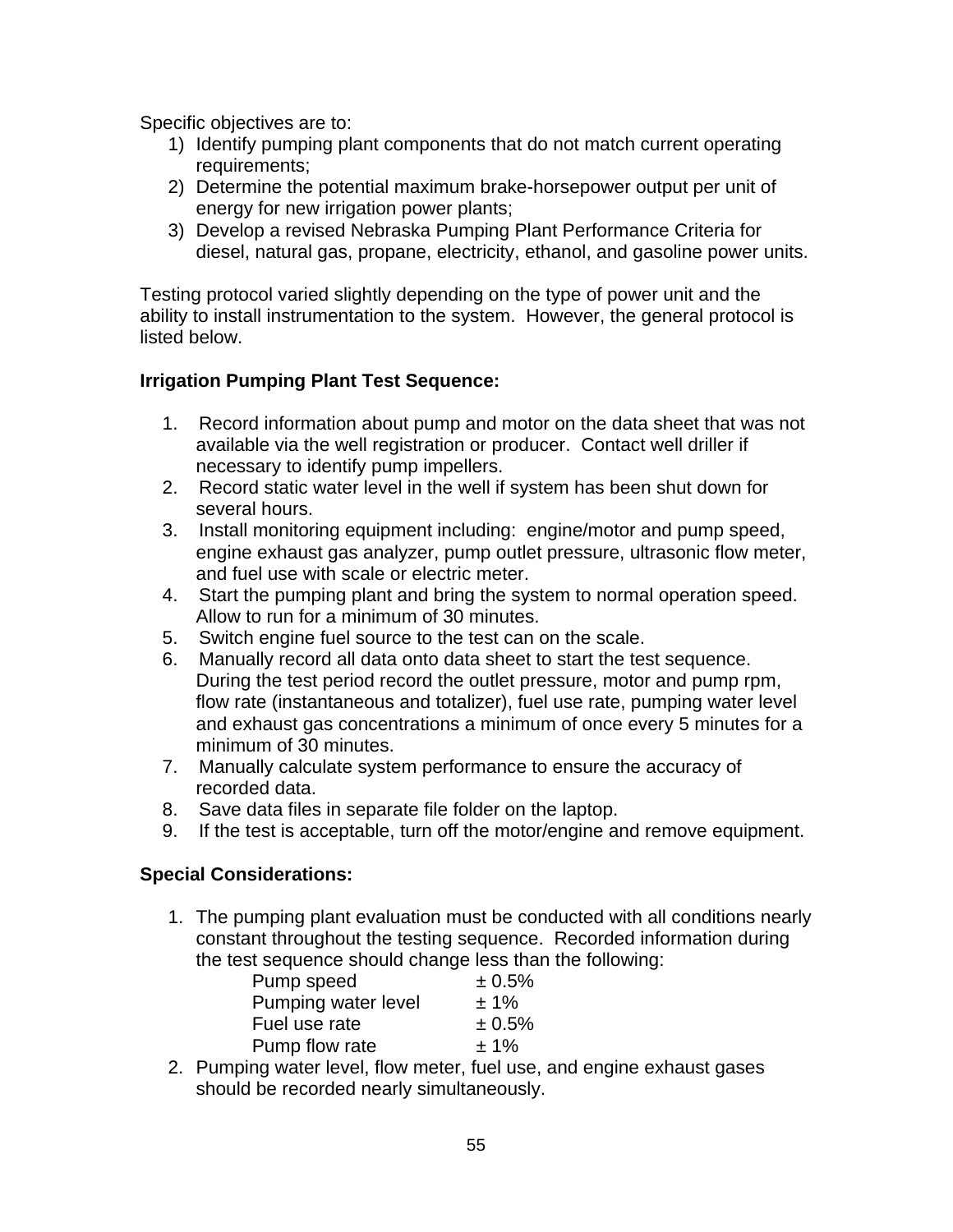Specific objectives are to:

1) Identify pumping plant components that do not match current operating requirements;
2) Determine the potential maximum brake-horsepower output per unit of energy for new irrigation power plants;
3) Develop a revised Nebraska Pumping Plant Performance Criteria for diesel, natural gas, propane, electricity, ethanol, and gasoline power units.

Testing protocol varied slightly depending on the type of power unit and the ability to install instrumentation to the system. However, the general protocol is listed below.

**Irrigation Pumping Plant Test Sequence:**

1. Record information about pump and motor on the data sheet that was not available via the well registration or producer. Contact well driller if necessary to identify pump impellers.
2. Record static water level in the well if system has been shut down for several hours.
3. Install monitoring equipment including: engine/motor and pump speed, engine exhaust gas analyzer, pump outlet pressure, ultrasonic flow meter, and fuel use with scale or electric meter.
4. Start the pumping plant and bring the system to normal operation speed. Allow to run for a minimum of 30 minutes.
5. Switch engine fuel source to the test can on the scale.
6. Manually record all data onto data sheet to start the test sequence. During the test period record the outlet pressure, motor and pump rpm, flow rate (instantaneous and totalizer), fuel use rate, pumping water level and exhaust gas concentrations a minimum of once every 5 minutes for a minimum of 30 minutes.
7. Manually calculate system performance to ensure the accuracy of recorded data.
8. Save data files in separate file folder on the laptop.
9. If the test is acceptable, turn off the motor/engine and remove equipment.

**Special Considerations:**

1. The pumping plant evaluation must be conducted with all conditions nearly constant throughout the testing sequence. Recorded information during the test sequence should change less than the following:

   | | |
   |---|---|
   | Pump speed | ± 0.5% |
   | Pumping water level | ± 1% |
   | Fuel use rate | ± 0.5% |
   | Pump flow rate | ± 1% |

2. Pumping water level, flow meter, fuel use, and engine exhaust gases should be recorded nearly simultaneously.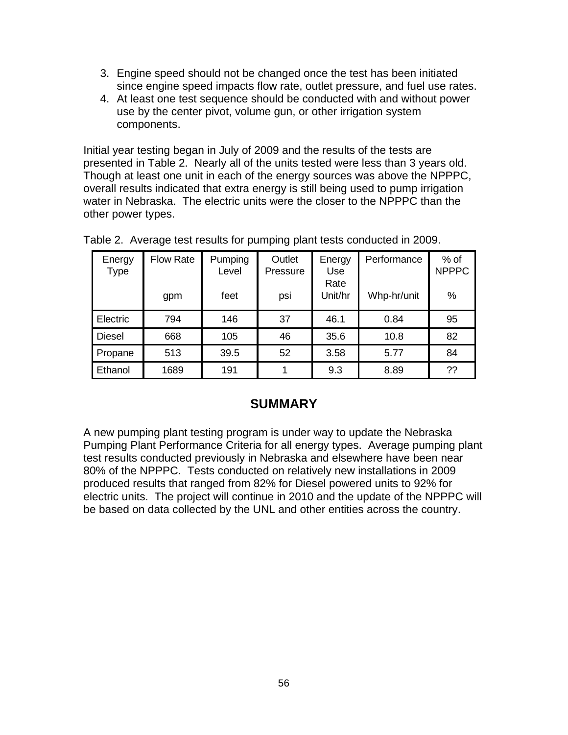3. Engine speed should not be changed once the test has been initiated since engine speed impacts flow rate, outlet pressure, and fuel use rates.
4. At least one test sequence should be conducted with and without power use by the center pivot, volume gun, or other irrigation system components.

Initial year testing began in July of 2009 and the results of the tests are presented in Table 2. Nearly all of the units tested were less than 3 years old. Though at least one unit in each of the energy sources was above the NPPPC, overall results indicated that extra energy is still being used to pump irrigation water in Nebraska. The electric units were the closer to the NPPPC than the other power types.

Table 2. Average test results for pumping plant tests conducted in 2009.

| Energy Type | Flow Rate | Pumping Level | Outlet Pressure | Energy Use Rate | Performance | % of NPPPC |
|---|---|---|---|---|---|---|
| | gpm | feet | psi | Unit/hr | Whp-hr/unit | % |
| Electric | 794 | 146 | 37 | 46.1 | 0.84 | 95 |
| Diesel | 668 | 105 | 46 | 35.6 | 10.8 | 82 |
| Propane | 513 | 39.5 | 52 | 3.58 | 5.77 | 84 |
| Ethanol | 1689 | 191 | 1 | 9.3 | 8.89 | ?? |

## SUMMARY

A new pumping plant testing program is under way to update the Nebraska Pumping Plant Performance Criteria for all energy types. Average pumping plant test results conducted previously in Nebraska and elsewhere have been near 80% of the NPPPC. Tests conducted on relatively new installations in 2009 produced results that ranged from 82% for Diesel powered units to 92% for electric units. The project will continue in 2010 and the update of the NPPPC will be based on data collected by the UNL and other entities across the country.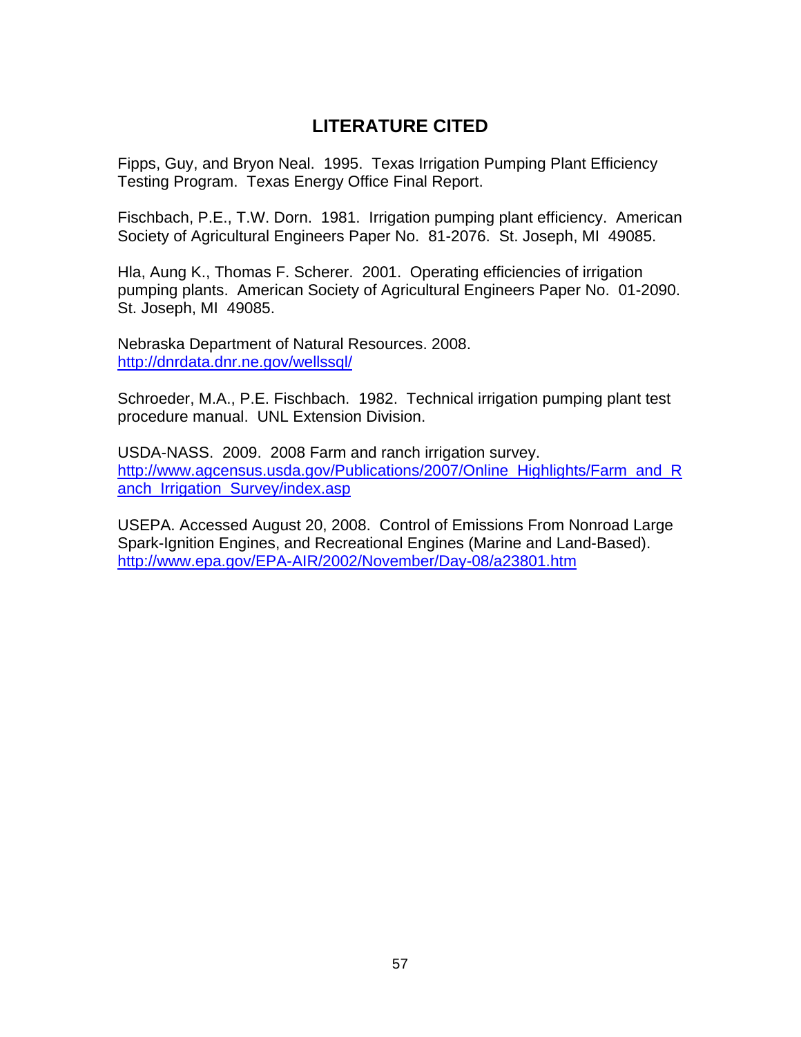# LITERATURE CITED

Fipps, Guy, and Bryon Neal. 1995. Texas Irrigation Pumping Plant Efficiency Testing Program. Texas Energy Office Final Report.

Fischbach, P.E., T.W. Dorn. 1981. Irrigation pumping plant efficiency. American Society of Agricultural Engineers Paper No. 81-2076. St. Joseph, MI 49085.

Hla, Aung K., Thomas F. Scherer. 2001. Operating efficiencies of irrigation pumping plants. American Society of Agricultural Engineers Paper No. 01-2090. St. Joseph, MI 49085.

Nebraska Department of Natural Resources. 2008. http://dnrdata.dnr.ne.gov/wellssql/

Schroeder, M.A., P.E. Fischbach. 1982. Technical irrigation pumping plant test procedure manual. UNL Extension Division.

USDA-NASS. 2009. 2008 Farm and ranch irrigation survey. http://www.agcensus.usda.gov/Publications/2007/Online_Highlights/Farm_and_Ranch_Irrigation_Survey/index.asp

USEPA. Accessed August 20, 2008. Control of Emissions From Nonroad Large Spark-Ignition Engines, and Recreational Engines (Marine and Land-Based). http://www.epa.gov/EPA-AIR/2002/November/Day-08/a23801.htm